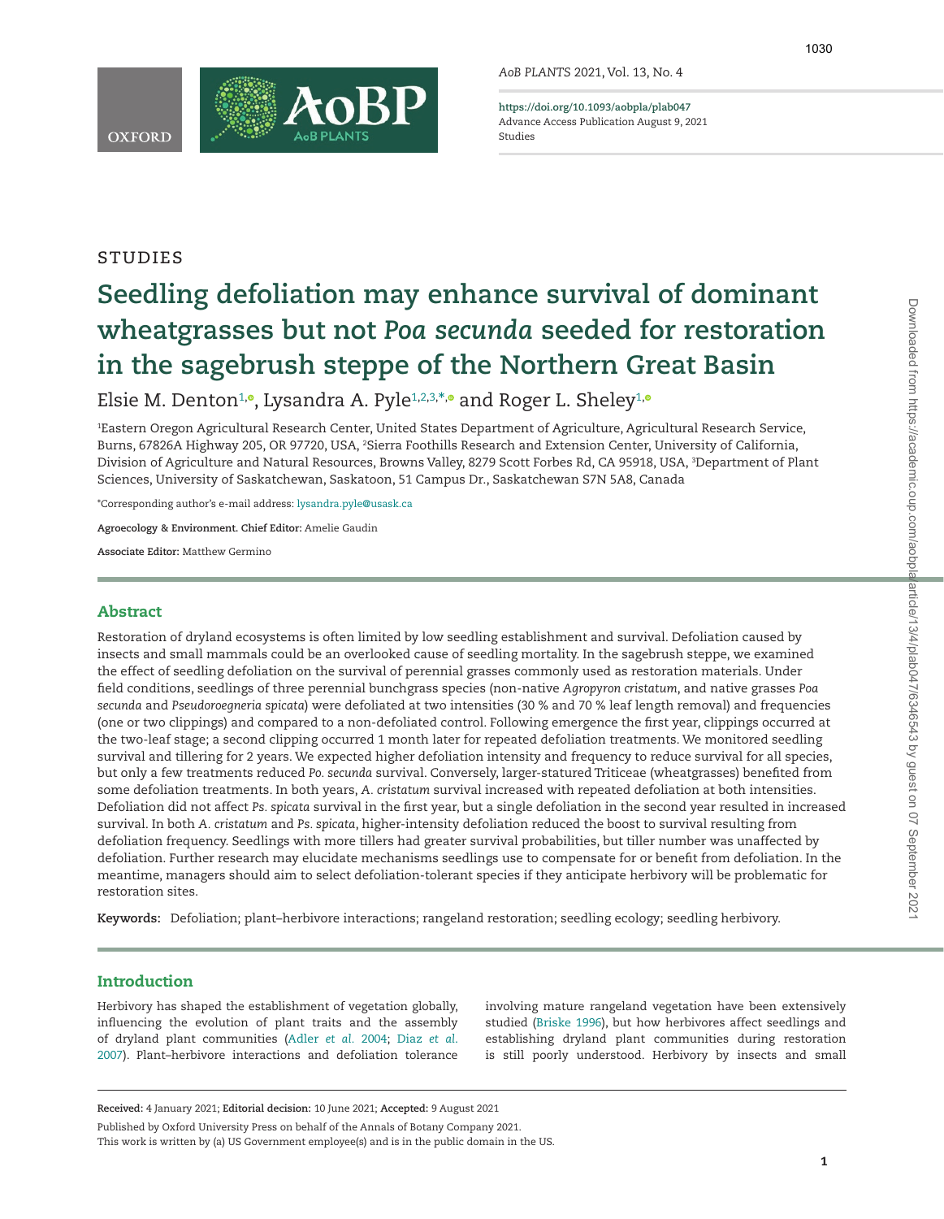STUDIES

# Seedling defoliation may enhance survival of dominant wheatgrasses but not *Poa secunda* seeded for restoration in the sagebrush steppe of the Northern Great Basin

Elsie M. Denton[1], Lysandra A. Pyle[1,2,3,*] and Roger L. Sheley[1]

[1]Eastern Oregon Agricultural Research Center, United States Department of Agriculture, Agricultural Research Service, Burns, 67826A Highway 205, OR 97720, USA, [2]Sierra Foothills Research and Extension Center, University of California, Division of Agriculture and Natural Resources, Browns Valley, 8279 Scott Forbes Rd, CA 95918, USA, [3]Department of Plant Sciences, University of Saskatchewan, Saskatoon, 51 Campus Dr., Saskatchewan S7N 5A8, Canada

*Corresponding author's e-mail address: lysandra.pyle@usask.ca

**Agroecology & Environment. Chief Editor:** Amelie Gaudin

**Associate Editor:** Matthew Germino

## Abstract

Restoration of dryland ecosystems is often limited by low seedling establishment and survival. Defoliation caused by insects and small mammals could be an overlooked cause of seedling mortality. In the sagebrush steppe, we examined the effect of seedling defoliation on the survival of perennial grasses commonly used as restoration materials. Under field conditions, seedlings of three perennial bunchgrass species (non-native *Agropyron cristatum*, and native grasses *Poa secunda* and *Pseudoroegneria spicata*) were defoliated at two intensities (30 % and 70 % leaf length removal) and frequencies (one or two clippings) and compared to a non-defoliated control. Following emergence the first year, clippings occurred at the two-leaf stage; a second clipping occurred 1 month later for repeated defoliation treatments. We monitored seedling survival and tillering for 2 years. We expected higher defoliation intensity and frequency to reduce survival for all species, but only a few treatments reduced *Po. secunda* survival. Conversely, larger-statured Triticeae (wheatgrasses) benefited from some defoliation treatments. In both years, *A. cristatum* survival increased with repeated defoliation at both intensities. Defoliation did not affect *Ps. spicata* survival in the first year, but a single defoliation in the second year resulted in increased survival. In both *A. cristatum* and *Ps. spicata*, higher-intensity defoliation reduced the boost to survival resulting from defoliation frequency. Seedlings with more tillers had greater survival probabilities, but tiller number was unaffected by defoliation. Further research may elucidate mechanisms seedlings use to compensate for or benefit from defoliation. In the meantime, managers should aim to select defoliation-tolerant species if they anticipate herbivory will be problematic for restoration sites.

**Keywords:** Defoliation; plant–herbivore interactions; rangeland restoration; seedling ecology; seedling herbivory.

## Introduction

Herbivory has shaped the establishment of vegetation globally, influencing the evolution of plant traits and the assembly of dryland plant communities (Adler *et al.* 2004; Diaz *et al.* 2007). Plant–herbivore interactions and defoliation tolerance involving mature rangeland vegetation have been extensively studied (Briske 1996), but how herbivores affect seedlings and establishing dryland plant communities during restoration is still poorly understood. Herbivory by insects and small

**Received:** 4 January 2021; **Editorial decision:** 10 June 2021; **Accepted:** 9 August 2021

Published by Oxford University Press on behalf of the Annals of Botany Company 2021.
This work is written by (a) US Government employee(s) and is in the public domain in the US.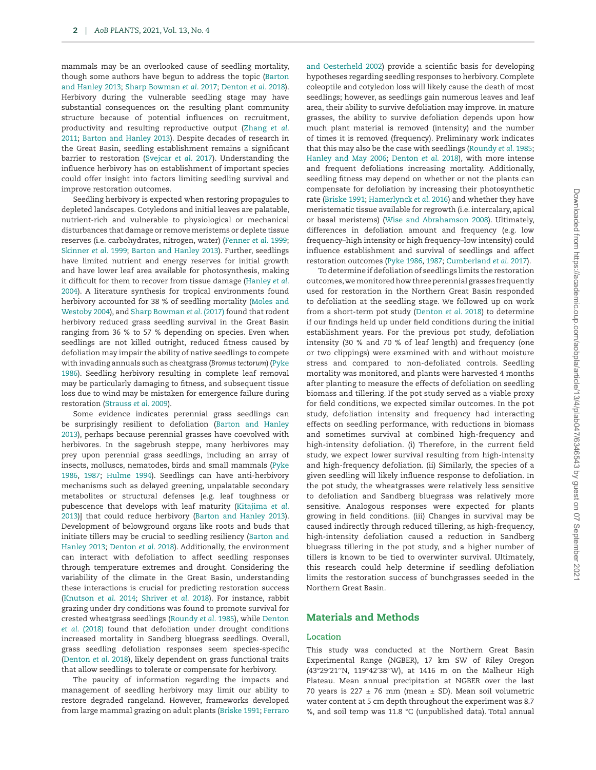mammals may be an overlooked cause of seedling mortality, though some authors have begun to address the topic (Barton and Hanley 2013; Sharp Bowman *et al.* 2017; Denton *et al.* 2018). Herbivory during the vulnerable seedling stage may have substantial consequences on the resulting plant community structure because of potential influences on recruitment, productivity and resulting reproductive output (Zhang *et al.* 2011; Barton and Hanley 2013). Despite decades of research in the Great Basin, seedling establishment remains a significant barrier to restoration (Svejcar *et al.* 2017). Understanding the influence herbivory has on establishment of important species could offer insight into factors limiting seedling survival and improve restoration outcomes.

Seedling herbivory is expected when restoring propagules to depleted landscapes. Cotyledons and initial leaves are palatable, nutrient-rich and vulnerable to physiological or mechanical disturbances that damage or remove meristems or deplete tissue reserves (i.e. carbohydrates, nitrogen, water) (Fenner *et al.* 1999; Skinner *et al.* 1999; Barton and Hanley 2013). Further, seedlings have limited nutrient and energy reserves for initial growth and have lower leaf area available for photosynthesis, making it difficult for them to recover from tissue damage (Hanley *et al.* 2004). A literature synthesis for tropical environments found herbivory accounted for 38 % of seedling mortality (Moles and Westoby 2004), and Sharp Bowman *et al.* (2017) found that rodent herbivory reduced grass seedling survival in the Great Basin ranging from 36 % to 57 % depending on species. Even when seedlings are not killed outright, reduced fitness caused by defoliation may impair the ability of native seedlings to compete with invading annuals such as cheatgrass (*Bromus tectorum*) (Pyke 1986). Seedling herbivory resulting in complete leaf removal may be particularly damaging to fitness, and subsequent tissue loss due to wind may be mistaken for emergence failure during restoration (Strauss *et al.* 2009).

Some evidence indicates perennial grass seedlings can be surprisingly resilient to defoliation (Barton and Hanley 2013), perhaps because perennial grasses have coevolved with herbivores. In the sagebrush steppe, many herbivores may prey upon perennial grass seedlings, including an array of insects, molluscs, nematodes, birds and small mammals (Pyke 1986, 1987; Hulme 1994). Seedlings can have anti-herbivory mechanisms such as delayed greening, unpalatable secondary metabolites or structural defenses [e.g. leaf toughness or pubescence that develops with leaf maturity (Kitajima *et al.* 2013)] that could reduce herbivory (Barton and Hanley 2013). Development of belowground organs like roots and buds that initiate tillers may be crucial to seedling resiliency (Barton and Hanley 2013; Denton *et al.* 2018). Additionally, the environment can interact with defoliation to affect seedling responses through temperature extremes and drought. Considering the variability of the climate in the Great Basin, understanding these interactions is crucial for predicting restoration success (Knutson *et al.* 2014; Shriver *et al.* 2018). For instance, rabbit grazing under dry conditions was found to promote survival for crested wheatgrass seedlings (Roundy *et al.* 1985), while Denton *et al.* (2018) found that defoliation under drought conditions increased mortality in Sandberg bluegrass seedlings. Overall, grass seedling defoliation responses seem species-specific (Denton *et al.* 2018), likely dependent on grass functional traits that allow seedlings to tolerate or compensate for herbivory.

The paucity of information regarding the impacts and management of seedling herbivory may limit our ability to restore degraded rangeland. However, frameworks developed from large mammal grazing on adult plants (Briske 1991; Ferraro and Oesterheld 2002) provide a scientific basis for developing hypotheses regarding seedling responses to herbivory. Complete coleoptile and cotyledon loss will likely cause the death of most seedlings; however, as seedlings gain numerous leaves and leaf area, their ability to survive defoliation may improve. In mature grasses, the ability to survive defoliation depends upon how much plant material is removed (intensity) and the number of times it is removed (frequency). Preliminary work indicates that this may also be the case with seedlings (Roundy *et al.* 1985; Hanley and May 2006; Denton *et al.* 2018), with more intense and frequent defoliations increasing mortality. Additionally, seedling fitness may depend on whether or not the plants can compensate for defoliation by increasing their photosynthetic rate (Briske 1991; Hamerlynck *et al.* 2016) and whether they have meristematic tissue available for regrowth (i.e. intercalary, apical or basal meristems) (Wise and Abrahamson 2008). Ultimately, differences in defoliation amount and frequency (e.g. low frequency–high intensity or high frequency–low intensity) could influence establishment and survival of seedlings and affect restoration outcomes (Pyke 1986, 1987; Cumberland *et al.* 2017).

To determine if defoliation of seedlings limits the restoration outcomes, we monitored how three perennial grasses frequently used for restoration in the Northern Great Basin responded to defoliation at the seedling stage. We followed up on work from a short-term pot study (Denton *et al.* 2018) to determine if our findings held up under field conditions during the initial establishment years. For the previous pot study, defoliation intensity (30 % and 70 % of leaf length) and frequency (one or two clippings) were examined with and without moisture stress and compared to non-defoliated controls. Seedling mortality was monitored, and plants were harvested 4 months after planting to measure the effects of defoliation on seedling biomass and tillering. If the pot study served as a viable proxy for field conditions, we expected similar outcomes. In the pot study, defoliation intensity and frequency had interacting effects on seedling performance, with reductions in biomass and sometimes survival at combined high-frequency and high-intensity defoliation. (i) Therefore, in the current field study, we expect lower survival resulting from high-intensity and high-frequency defoliation. (ii) Similarly, the species of a given seedling will likely influence response to defoliation. In the pot study, the wheatgrasses were relatively less sensitive to defoliation and Sandberg bluegrass was relatively more sensitive. Analogous responses were expected for plants growing in field conditions. (iii) Changes in survival may be caused indirectly through reduced tillering, as high-frequency, high-intensity defoliation caused a reduction in Sandberg bluegrass tillering in the pot study, and a higher number of tillers is known to be tied to overwinter survival. Ultimately, this research could help determine if seedling defoliation limits the restoration success of bunchgrasses seeded in the Northern Great Basin.

## Materials and Methods

### Location

This study was conducted at the Northern Great Basin Experimental Range (NGBER), 17 km SW of Riley Oregon (43°29′21″N, 119°42′38″W), at 1416 m on the Malheur High Plateau. Mean annual precipitation at NGBER over the last 70 years is 227 ± 76 mm (mean ± SD). Mean soil volumetric water content at 5 cm depth throughout the experiment was 8.7 %, and soil temp was 11.8 °C (unpublished data). Total annual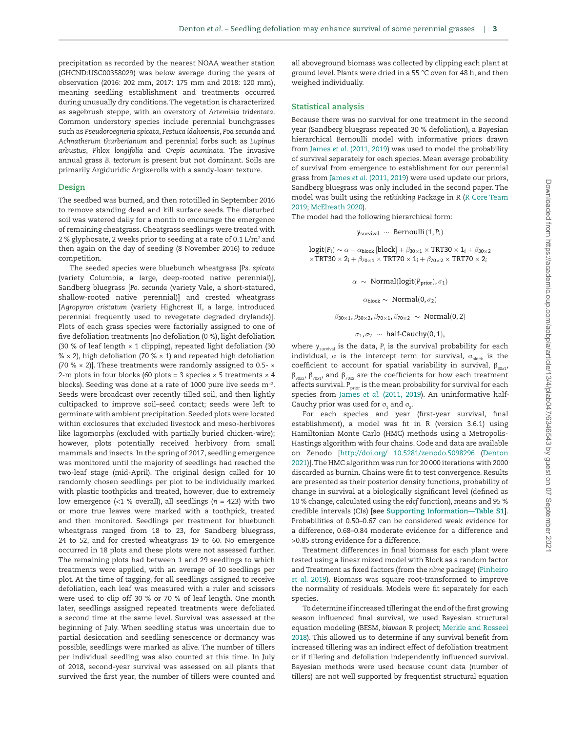precipitation as recorded by the nearest NOAA weather station (GHCND:USC00358029) was below average during the years of observation (2016: 202 mm, 2017: 175 mm and 2018: 120 mm), meaning seedling establishment and treatments occurred during unusually dry conditions. The vegetation is characterized as sagebrush steppe, with an overstory of *Artemisia tridentata*. Common understory species include perennial bunchgrasses such as *Pseudoroegneria spicata*, *Festuca idahoensis*, *Poa secunda* and *Achnatherum thurberianum* and perennial forbs such as *Lupinus arbustus*, *Phlox longifolia* and *Crepis acuminata*. The invasive annual grass *B. tectorum* is present but not dominant. Soils are primarily Argiduridic Argixerolls with a sandy-loam texture.

## Design

The seedbed was burned, and then rototilled in September 2016 to remove standing dead and kill surface seeds. The disturbed soil was watered daily for a month to encourage the emergence of remaining cheatgrass. Cheatgrass seedlings were treated with 2 % glyphosate, 2 weeks prior to seeding at a rate of 0.1 L/m$^2$ and then again on the day of seeding (8 November 2016) to reduce competition.

The seeded species were bluebunch wheatgrass [*Ps. spicata* (variety Columbia, a large, deep-rooted native perennial)], Sandberg bluegrass [*Po. secunda* (variety Vale, a short-statured, shallow-rooted native perennial)] and crested wheatgrass [*Agropyron cristatum* (variety Highcrest II, a large, introduced perennial frequently used to revegetate degraded drylands)]. Plots of each grass species were factorially assigned to one of five defoliation treatments [no defoliation (0 %), light defoliation (30 % of leaf length × 1 clipping), repeated light defoliation (30 % × 2), high defoliation (70 % × 1) and repeated high defoliation (70 % × 2)]. These treatments were randomly assigned to 0.5- × 2-m plots in four blocks (60 plots = 3 species × 5 treatments × 4 blocks). Seeding was done at a rate of 1000 pure live seeds m$^{-2}$. Seeds were broadcast over recently tilled soil, and then lightly cultipacked to improve soil–seed contact; seeds were left to germinate with ambient precipitation. Seeded plots were located within exclosures that excluded livestock and meso-herbivores like lagomorphs (excluded with partially buried chicken-wire); however, plots potentially received herbivory from small mammals and insects. In the spring of 2017, seedling emergence was monitored until the majority of seedlings had reached the two-leaf stage (mid-April). The original design called for 10 randomly chosen seedlings per plot to be individually marked with plastic toothpicks and treated, however, due to extremely low emergence (<1 % overall), all seedlings ($n$ = 423) with two or more true leaves were marked with a toothpick, treated and then monitored. Seedlings per treatment for bluebunch wheatgrass ranged from 18 to 23, for Sandberg bluegrass, 24 to 52, and for crested wheatgrass 19 to 60. No emergence occurred in 18 plots and these plots were not assessed further. The remaining plots had between 1 and 29 seedlings to which treatments were applied, with an average of 10 seedlings per plot. At the time of tagging, for all seedlings assigned to receive defoliation, each leaf was measured with a ruler and scissors were used to clip off 30 % or 70 % of leaf length. One month later, seedlings assigned repeated treatments were defoliated a second time at the same level. Survival was assessed at the beginning of July. When seedling status was uncertain due to partial desiccation and seedling senescence or dormancy was possible, seedlings were marked as alive. The number of tillers per individual seedling was also counted at this time. In July of 2018, second-year survival was assessed on all plants that survived the first year, the number of tillers were counted and all aboveground biomass was collected by clipping each plant at ground level. Plants were dried in a 55 °C oven for 48 h, and then weighed individually.

## Statistical analysis

Because there was no survival for one treatment in the second year (Sandberg bluegrass repeated 30 % defoliation), a Bayesian hierarchical Bernoulli model with informative priors drawn from James *et al.* (2011, 2019) was used to model the probability of survival separately for each species. Mean average probability of survival from emergence to establishment for our perennial grass from James *et al.* (2011, 2019) were used update our priors, Sandberg bluegrass was only included in the second paper. The model was built using the *rethinking* Package in R (R Core Team 2019; McElreath 2020).

The model had the following hierarchical form:

$$y_{\text{survival}} \sim \text{Bernoulli}(1, P_i)$$

$$\text{logit}(P_i) \sim \alpha + \alpha_{\text{block}}[\text{block}] + \beta_{30\times1} \times \text{TRT30} \times 1_i + \beta_{30\times2} \times \text{TRT30} \times 2_i + \beta_{70\times1} \times \text{TRT70} \times 1_i + \beta_{70\times2} \times \text{TRT70} \times 2_i$$

$$\alpha \sim \text{Normal}(\text{logit}(P_{\text{prior}}), \sigma_1)$$

$$\alpha_{\text{block}} \sim \text{Normal}(0, \sigma_2)$$

$$\beta_{30\times1}, \beta_{30\times2}, \beta_{70\times1}, \beta_{70\times2} \sim \text{Normal}(0, 2)$$

$$\sigma_1, \sigma_2 \sim \text{half-Cauchy}(0, 1),$$

where $y_{survival}$ is the data, $P_i$ is the survival probability for each individual, $\alpha$ is the intercept term for survival, $\alpha_{block}$ is the coefficient to account for spatial variability in survival, $\beta_{30x1}$, $\beta_{30x2}$, $\beta_{70x1}$, and $\beta_{70x2}$ are the coefficients for how each treatment affects survival. $P_{prior}$ is the mean probability for survival for each species from James *et al.* (2011, 2019). An uninformative half-Cauchy prior was used for $\sigma_1$ and $\sigma_2$.

For each species and year (first-year survival, final establishment), a model was fit in R (version 3.6.1) using Hamiltonian Monte Carlo (HMC) methods using a Metropolis-Hastings algorithm with four chains. Code and data are available on Zenodo [http://doi.org/ 10.5281/zenodo.5098296 (Denton 2021)]. The HMC algorithm was run for 20 000 iterations with 2000 discarded as burnin. Chains were fit to test convergence. Results are presented as their posterior density functions, probability of change in survival at a biologically significant level (defined as 10 % change, calculated using the *edcf* function), means and 95 % credible intervals (CIs) **[see Supporting Information—Table S1]**. Probabilities of 0.50–0.67 can be considered weak evidence for a difference, 0.68–0.84 moderate evidence for a difference and >0.85 strong evidence for a difference.

Treatment differences in final biomass for each plant were tested using a linear mixed model with Block as a random factor and Treatment as fixed factors (from the *nlme* package) (Pinheiro *et al.* 2019). Biomass was square root-transformed to improve the normality of residuals. Models were fit separately for each species.

To determine if increased tillering at the end of the first growing season influenced final survival, we used Bayesian structural equation modeling (BESM, *blavaan* R project; Merkle and Rosseel 2018). This allowed us to determine if any survival benefit from increased tillering was an indirect effect of defoliation treatment or if tillering and defoliation independently influenced survival. Bayesian methods were used because count data (number of tillers) are not well supported by frequentist structural equation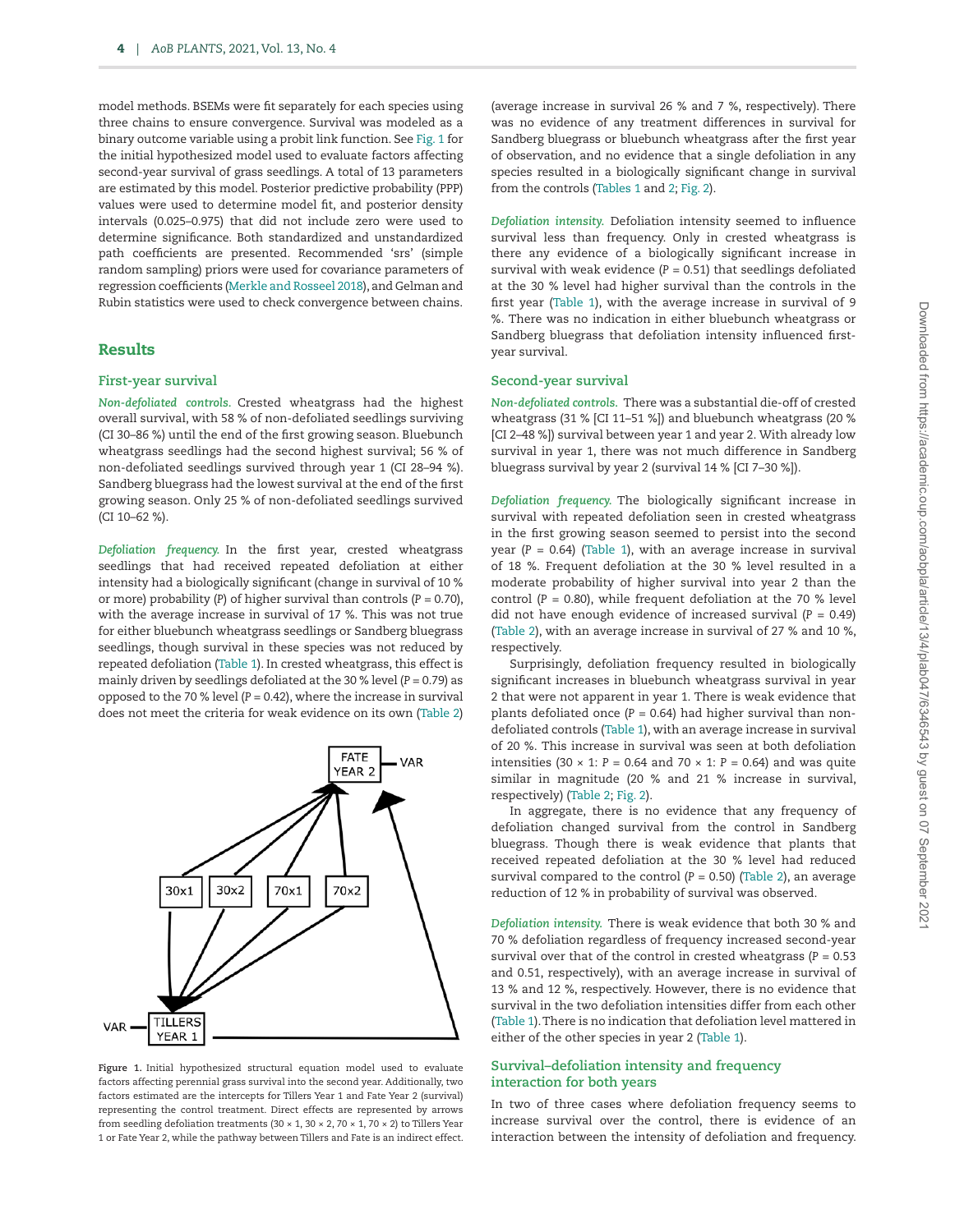model methods. BSEMs were fit separately for each species using three chains to ensure convergence. Survival was modeled as a binary outcome variable using a probit link function. See Fig. 1 for the initial hypothesized model used to evaluate factors affecting second-year survival of grass seedlings. A total of 13 parameters are estimated by this model. Posterior predictive probability (PPP) values were used to determine model fit, and posterior density intervals (0.025–0.975) that did not include zero were used to determine significance. Both standardized and unstandardized path coefficients are presented. Recommended 'srs' (simple random sampling) priors were used for covariance parameters of regression coefficients (Merkle and Rosseel 2018), and Gelman and Rubin statistics were used to check convergence between chains.

## Results

### First-year survival

*Non-defoliated controls.* Crested wheatgrass had the highest overall survival, with 58 % of non-defoliated seedlings surviving (CI 30–86 %) until the end of the first growing season. Bluebunch wheatgrass seedlings had the second highest survival; 56 % of non-defoliated seedlings survived through year 1 (CI 28–94 %). Sandberg bluegrass had the lowest survival at the end of the first growing season. Only 25 % of non-defoliated seedlings survived (CI 10–62 %).

*Defoliation frequency.* In the first year, crested wheatgrass seedlings that had received repeated defoliation at either intensity had a biologically significant (change in survival of 10 % or more) probability (*P*) of higher survival than controls (*P* = 0.70), with the average increase in survival of 17 %. This was not true for either bluebunch wheatgrass seedlings or Sandberg bluegrass seedlings, though survival in these species was not reduced by repeated defoliation (Table 1). In crested wheatgrass, this effect is mainly driven by seedlings defoliated at the 30 % level (*P* = 0.79) as opposed to the 70 % level (*P* = 0.42), where the increase in survival does not meet the criteria for weak evidence on its own (Table 2)

Figure 1. Initial hypothesized structural equation model used to evaluate factors affecting perennial grass survival into the second year. Additionally, two factors estimated are the intercepts for Tillers Year 1 and Fate Year 2 (survival) representing the control treatment. Direct effects are represented by arrows from seedling defoliation treatments (30 × 1, 30 × 2, 70 × 1, 70 × 2) to Tillers Year 1 or Fate Year 2, while the pathway between Tillers and Fate is an indirect effect.

(average increase in survival 26 % and 7 %, respectively). There was no evidence of any treatment differences in survival for Sandberg bluegrass or bluebunch wheatgrass after the first year of observation, and no evidence that a single defoliation in any species resulted in a biologically significant change in survival from the controls (Tables 1 and 2; Fig. 2).

*Defoliation intensity.* Defoliation intensity seemed to influence survival less than frequency. Only in crested wheatgrass is there any evidence of a biologically significant increase in survival with weak evidence (*P* = 0.51) that seedlings defoliated at the 30 % level had higher survival than the controls in the first year (Table 1), with the average increase in survival of 9 %. There was no indication in either bluebunch wheatgrass or Sandberg bluegrass that defoliation intensity influenced first-year survival.

### Second-year survival

*Non-defoliated controls.* There was a substantial die-off of crested wheatgrass (31 % [CI 11–51 %]) and bluebunch wheatgrass (20 % [CI 2–48 %]) survival between year 1 and year 2. With already low survival in year 1, there was not much difference in Sandberg bluegrass survival by year 2 (survival 14 % [CI 7–30 %]).

*Defoliation frequency.* The biologically significant increase in survival with repeated defoliation seen in crested wheatgrass in the first growing season seemed to persist into the second year (*P* = 0.64) (Table 1), with an average increase in survival of 18 %. Frequent defoliation at the 30 % level resulted in a moderate probability of higher survival into year 2 than the control (*P* = 0.80), while frequent defoliation at the 70 % level did not have enough evidence of increased survival (*P* = 0.49) (Table 2), with an average increase in survival of 27 % and 10 %, respectively.

Surprisingly, defoliation frequency resulted in biologically significant increases in bluebunch wheatgrass survival in year 2 that were not apparent in year 1. There is weak evidence that plants defoliated once (*P* = 0.64) had higher survival than non-defoliated controls (Table 1), with an average increase in survival of 20 %. This increase in survival was seen at both defoliation intensities (30 × 1: *P* = 0.64 and 70 × 1: *P* = 0.64) and was quite similar in magnitude (20 % and 21 % increase in survival, respectively) (Table 2; Fig. 2).

In aggregate, there is no evidence that any frequency of defoliation changed survival from the control in Sandberg bluegrass. Though there is weak evidence that plants that received repeated defoliation at the 30 % level had reduced survival compared to the control (*P* = 0.50) (Table 2), an average reduction of 12 % in probability of survival was observed.

*Defoliation intensity.* There is weak evidence that both 30 % and 70 % defoliation regardless of frequency increased second-year survival over that of the control in crested wheatgrass (*P* = 0.53 and 0.51, respectively), with an average increase in survival of 13 % and 12 %, respectively. However, there is no evidence that survival in the two defoliation intensities differ from each other (Table 1). There is no indication that defoliation level mattered in either of the other species in year 2 (Table 1).

### Survival–defoliation intensity and frequency interaction for both years

In two of three cases where defoliation frequency seems to increase survival over the control, there is evidence of an interaction between the intensity of defoliation and frequency.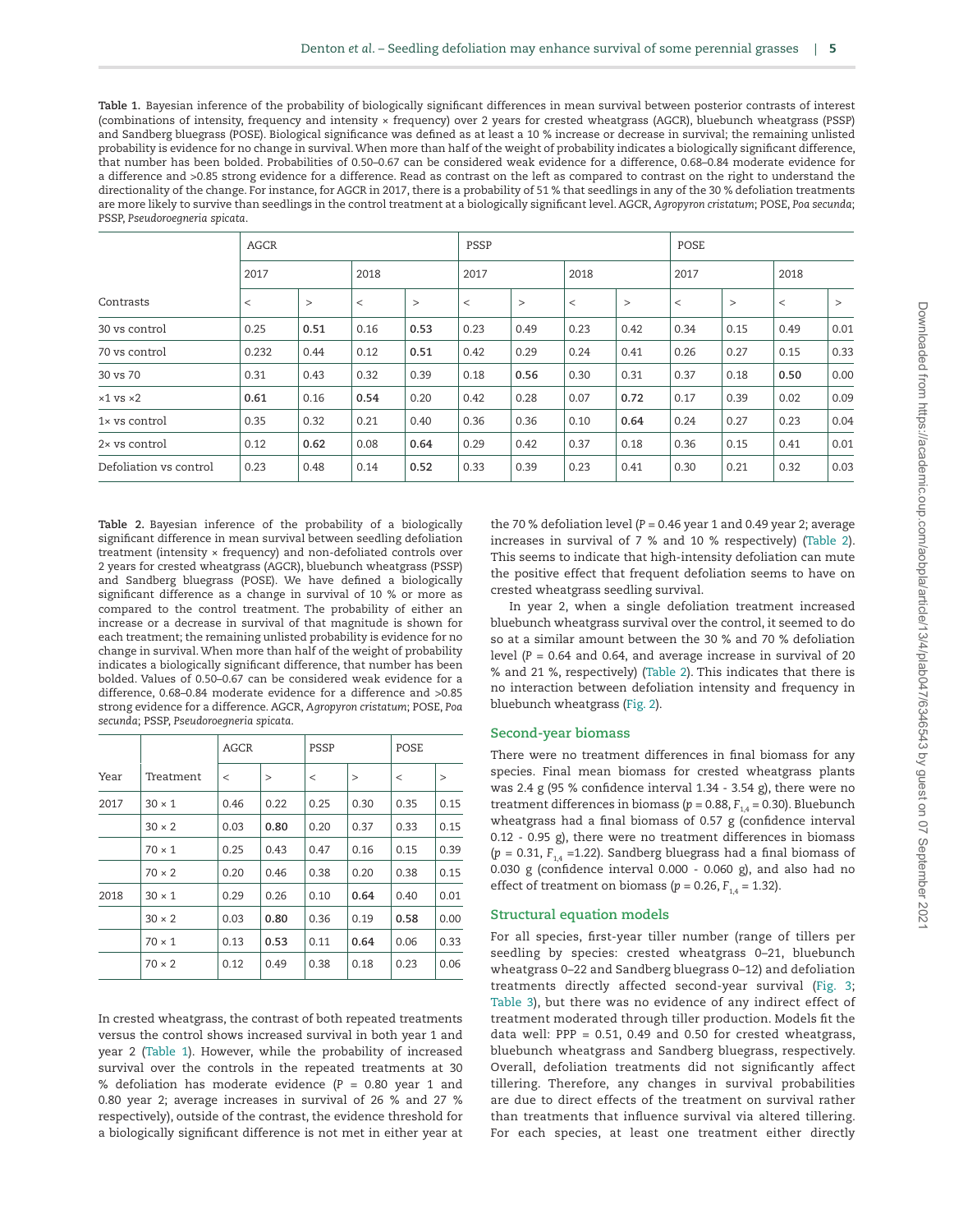**Table 1.** Bayesian inference of the probability of biologically significant differences in mean survival between posterior contrasts of interest (combinations of intensity, frequency and intensity × frequency) over 2 years for crested wheatgrass (AGCR), bluebunch wheatgrass (PSSP) and Sandberg bluegrass (POSE). Biological significance was defined as at least a 10 % increase or decrease in survival; the remaining unlisted probability is evidence for no change in survival. When more than half of the weight of probability indicates a biologically significant difference, that number has been bolded. Probabilities of 0.50–0.67 can be considered weak evidence for a difference, 0.68–0.84 moderate evidence for a difference and >0.85 strong evidence for a difference. Read as contrast on the left as compared to contrast on the right to understand the directionality of the change. For instance, for AGCR in 2017, there is a probability of 51 % that seedlings in any of the 30 % defoliation treatments are more likely to survive than seedlings in the control treatment at a biologically significant level. AGCR, *Agropyron cristatum*; POSE, *Poa secunda*; PSSP, *Pseudoroegneria spicata*.

| | AGCR | | | | PSSP | | | | POSE | | | |
|---|---|---|---|---|---|---|---|---|---|---|---|---|
| | 2017 | | 2018 | | 2017 | | 2018 | | 2017 | | 2018 | |
| Contrasts | < | > | < | > | < | > | < | > | < | > | < | > |
| 30 vs control | 0.25 | **0.51** | 0.16 | **0.53** | 0.23 | 0.49 | 0.23 | 0.42 | 0.34 | 0.15 | 0.49 | 0.01 |
| 70 vs control | 0.232 | 0.44 | 0.12 | **0.51** | 0.42 | 0.29 | 0.24 | 0.41 | 0.26 | 0.27 | 0.15 | 0.33 |
| 30 vs 70 | 0.31 | 0.43 | 0.32 | 0.39 | 0.18 | **0.56** | 0.30 | 0.31 | 0.37 | 0.18 | **0.50** | 0.00 |
| ×1 vs ×2 | **0.61** | 0.16 | **0.54** | 0.20 | 0.42 | 0.28 | 0.07 | **0.72** | 0.17 | 0.39 | 0.02 | 0.09 |
| 1× vs control | 0.35 | 0.32 | 0.21 | 0.40 | 0.36 | 0.36 | 0.10 | **0.64** | 0.24 | 0.27 | 0.23 | 0.04 |
| 2× vs control | 0.12 | **0.62** | 0.08 | **0.64** | 0.29 | 0.42 | 0.37 | 0.18 | 0.36 | 0.15 | 0.41 | 0.01 |
| Defoliation vs control | 0.23 | 0.48 | 0.14 | **0.52** | 0.33 | 0.39 | 0.23 | 0.41 | 0.30 | 0.21 | 0.32 | 0.03 |

**Table 2.** Bayesian inference of the probability of a biologically significant difference in mean survival between seedling defoliation treatment (intensity × frequency) and non-defoliated controls over 2 years for crested wheatgrass (AGCR), bluebunch wheatgrass (PSSP) and Sandberg bluegrass (POSE). We have defined a biologically significant difference as a change in survival of 10 % or more as compared to the control treatment. The probability of either an increase or a decrease in survival of that magnitude is shown for each treatment; the remaining unlisted probability is evidence for no change in survival. When more than half of the weight of probability indicates a biologically significant difference, that number has been bolded. Values of 0.50–0.67 can be considered weak evidence for a difference, 0.68–0.84 moderate evidence for a difference and >0.85 strong evidence for a difference. AGCR, *Agropyron cristatum*; POSE, *Poa secunda*; PSSP, *Pseudoroegneria spicata*.

| | | AGCR | | PSSP | | POSE | |
|---|---|---|---|---|---|---|---|
| Year | Treatment | < | > | < | > | < | > |
| 2017 | 30 × 1 | 0.46 | 0.22 | 0.25 | 0.30 | 0.35 | 0.15 |
| | 30 × 2 | 0.03 | **0.80** | 0.20 | 0.37 | 0.33 | 0.15 |
| | 70 × 1 | 0.25 | 0.43 | 0.47 | 0.16 | 0.15 | 0.39 |
| | 70 × 2 | 0.20 | 0.46 | 0.38 | 0.20 | 0.38 | 0.15 |
| 2018 | 30 × 1 | 0.29 | 0.26 | 0.10 | **0.64** | 0.40 | 0.01 |
| | 30 × 2 | 0.03 | **0.80** | 0.36 | 0.19 | **0.58** | 0.00 |
| | 70 × 1 | 0.13 | **0.53** | 0.11 | **0.64** | 0.06 | 0.33 |
| | 70 × 2 | 0.12 | 0.49 | 0.38 | 0.18 | 0.23 | 0.06 |

In crested wheatgrass, the contrast of both repeated treatments versus the control shows increased survival in both year 1 and year 2 (Table 1). However, while the probability of increased survival over the controls in the repeated treatments at 30 % defoliation has moderate evidence ($P$ = 0.80 year 1 and 0.80 year 2; average increases in survival of 26 % and 27 % respectively), outside of the contrast, the evidence threshold for a biologically significant difference is not met in either year at the 70 % defoliation level ($P$ = 0.46 year 1 and 0.49 year 2; average increases in survival of 7 % and 10 % respectively) (Table 2). This seems to indicate that high-intensity defoliation can mute the positive effect that frequent defoliation seems to have on crested wheatgrass seedling survival.

In year 2, when a single defoliation treatment increased bluebunch wheatgrass survival over the control, it seemed to do so at a similar amount between the 30 % and 70 % defoliation level ($P$ = 0.64 and 0.64, and average increase in survival of 20 % and 21 %, respectively) (Table 2). This indicates that there is no interaction between defoliation intensity and frequency in bluebunch wheatgrass (Fig. 2).

## Second-year biomass

There were no treatment differences in final biomass for any species. Final mean biomass for crested wheatgrass plants was 2.4 g (95 % confidence interval 1.34 - 3.54 g), there were no treatment differences in biomass ($p$ = 0.88, $F_{1,4}$ = 0.30). Bluebunch wheatgrass had a final biomass of 0.57 g (confidence interval 0.12 - 0.95 g), there were no treatment differences in biomass ($p$ = 0.31, $F_{1,4}$ =1.22). Sandberg bluegrass had a final biomass of 0.030 g (confidence interval 0.000 - 0.060 g), and also had no effect of treatment on biomass ($p$ = 0.26, $F_{1,4}$ = 1.32).

## Structural equation models

For all species, first-year tiller number (range of tillers per seedling by species: crested wheatgrass 0–21, bluebunch wheatgrass 0–22 and Sandberg bluegrass 0–12) and defoliation treatments directly affected second-year survival (Fig. 3; Table 3), but there was no evidence of any indirect effect of treatment moderated through tiller production. Models fit the data well: PPP = 0.51, 0.49 and 0.50 for crested wheatgrass, bluebunch wheatgrass and Sandberg bluegrass, respectively. Overall, defoliation treatments did not significantly affect tillering. Therefore, any changes in survival probabilities are due to direct effects of the treatment on survival rather than treatments that influence survival via altered tillering. For each species, at least one treatment either directly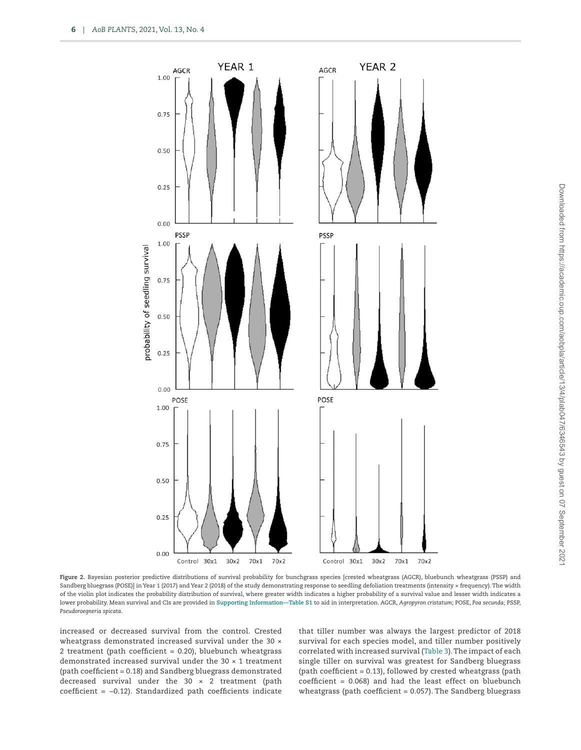**Figure 2.** Bayesian posterior predictive distributions of survival probability for bunchgrass species [crested wheatgrass (AGCR), bluebunch wheatgrass (PSSP) and Sandberg bluegrass (POSE)] in Year 1 (2017) and Year 2 (2018) of the study demonstrating response to seedling defoliation treatments (intensity × frequency). The width of the violin plot indicates the probability distribution of survival, where greater width indicates a higher probability of a survival value and lesser width indicates a lower probability. Mean survival and CIs are provided in Supporting Information—Table S1 to aid in interpretation. AGCR, *Agropyron cristatum*; POSE, *Poa secunda*; PSSP, *Pseudoroegneria spicata*.

increased or decreased survival from the control. Crested wheatgrass demonstrated increased survival under the 30 × 2 treatment (path coefficient = 0.20), bluebunch wheatgrass demonstrated increased survival under the 30 × 1 treatment (path coefficient = 0.18) and Sandberg bluegrass demonstrated decreased survival under the 30 × 2 treatment (path coefficient = −0.12). Standardized path coefficients indicate that tiller number was always the largest predictor of 2018 survival for each species model, and tiller number positively correlated with increased survival (Table 3). The impact of each single tiller on survival was greatest for Sandberg bluegrass (path coefficient = 0.13), followed by crested wheatgrass (path coefficient = 0.068) and had the least effect on bluebunch wheatgrass (path coefficient = 0.057). The Sandberg bluegrass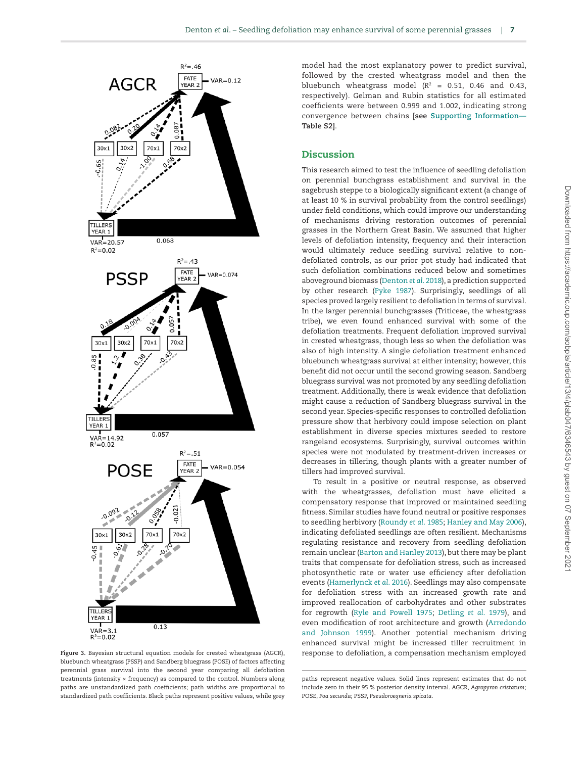**Figure 3.** Bayesian structural equation models for crested wheatgrass (AGCR), bluebunch wheatgrass (PSSP) and Sandberg bluegrass (POSE) of factors affecting perennial grass survival into the second year comparing all defoliation treatments (intensity × frequency) as compared to the control. Numbers along paths are unstandardized path coefficients; path widths are proportional to standardized path coefficients. Black paths represent positive values, while grey paths represent negative values. Solid lines represent estimates that do not include zero in their 95 % posterior density interval. AGCR, *Agropyron cristatum*; POSE, *Poa secunda*; PSSP, *Pseudoroegneria spicata*.

model had the most explanatory power to predict survival, followed by the crested wheatgrass model and then the bluebunch wheatgrass model ($R^2$ = 0.51, 0.46 and 0.43, respectively). Gelman and Rubin statistics for all estimated coefficients were between 0.999 and 1.002, indicating strong convergence between chains **[see Supporting Information—Table S2]**.

## Discussion

This research aimed to test the influence of seedling defoliation on perennial bunchgrass establishment and survival in the sagebrush steppe to a biologically significant extent (a change of at least 10 % in survival probability from the control seedlings) under field conditions, which could improve our understanding of mechanisms driving restoration outcomes of perennial grasses in the Northern Great Basin. We assumed that higher levels of defoliation intensity, frequency and their interaction would ultimately reduce seedling survival relative to non-defoliated controls, as our prior pot study had indicated that such defoliation combinations reduced below and sometimes aboveground biomass (Denton *et al.* 2018), a prediction supported by other research (Pyke 1987). Surprisingly, seedlings of all species proved largely resilient to defoliation in terms of survival. In the larger perennial bunchgrasses (Triticeae, the wheatgrass tribe), we even found enhanced survival with some of the defoliation treatments. Frequent defoliation improved survival in crested wheatgrass, though less so when the defoliation was also of high intensity. A single defoliation treatment enhanced bluebunch wheatgrass survival at either intensity; however, this benefit did not occur until the second growing season. Sandberg bluegrass survival was not promoted by any seedling defoliation treatment. Additionally, there is weak evidence that defoliation might cause a reduction of Sandberg bluegrass survival in the second year. Species-specific responses to controlled defoliation pressure show that herbivory could impose selection on plant establishment in diverse species mixtures seeded to restore rangeland ecosystems. Surprisingly, survival outcomes within species were not modulated by treatment-driven increases or decreases in tillering, though plants with a greater number of tillers had improved survival.

To result in a positive or neutral response, as observed with the wheatgrasses, defoliation must have elicited a compensatory response that improved or maintained seedling fitness. Similar studies have found neutral or positive responses to seedling herbivory (Roundy *et al.* 1985; Hanley and May 2006), indicating defoliated seedlings are often resilient. Mechanisms regulating resistance and recovery from seedling defoliation remain unclear (Barton and Hanley 2013), but there may be plant traits that compensate for defoliation stress, such as increased photosynthetic rate or water use efficiency after defoliation events (Hamerlynck *et al.* 2016). Seedlings may also compensate for defoliation stress with an increased growth rate and improved reallocation of carbohydrates and other substrates for regrowth (Ryle and Powell 1975; Detling *et al.* 1979), and even modification of root architecture and growth (Arredondo and Johnson 1999). Another potential mechanism driving enhanced survival might be increased tiller recruitment in response to defoliation, a compensation mechanism employed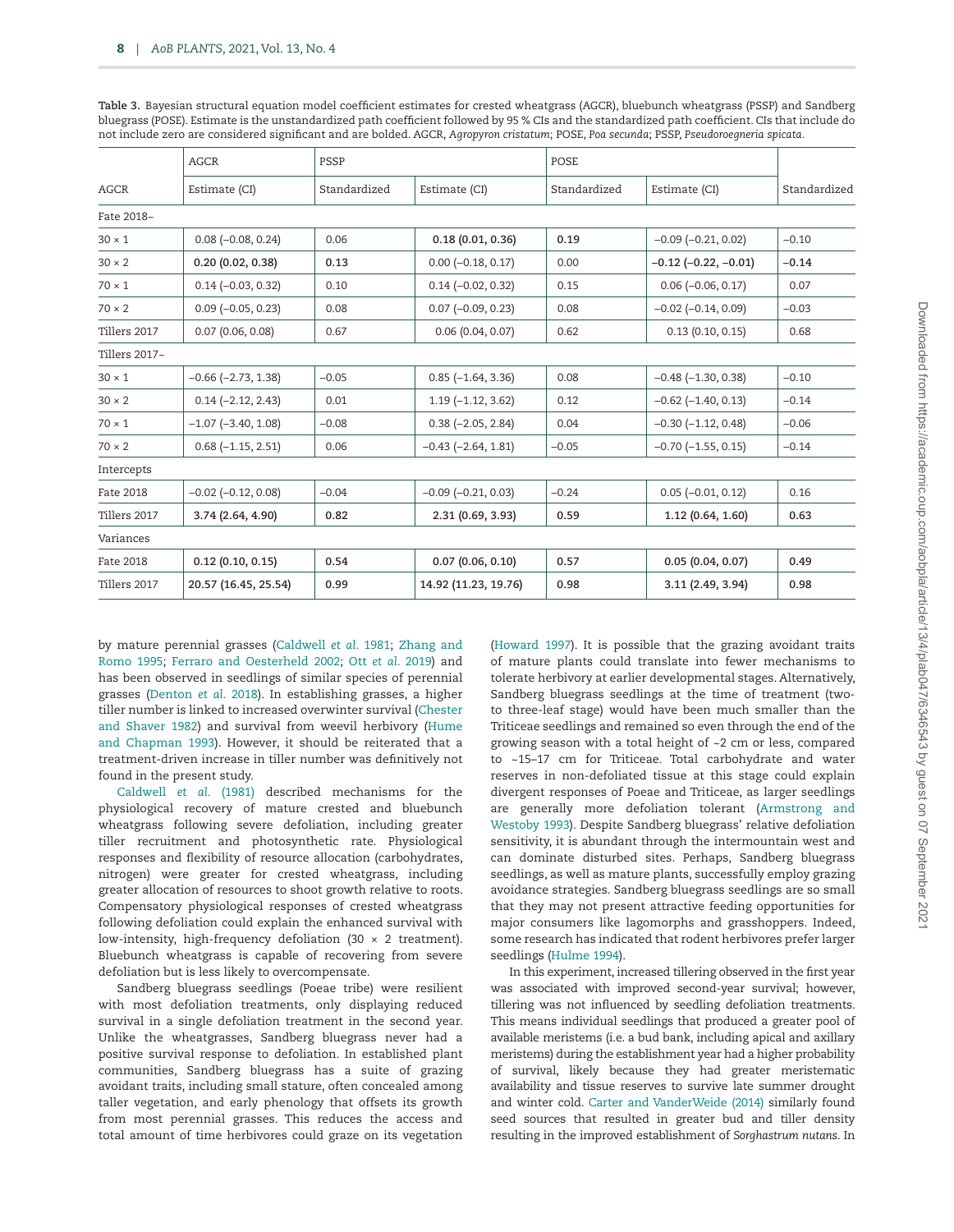**Table 3.** Bayesian structural equation model coefficient estimates for crested wheatgrass (AGCR), bluebunch wheatgrass (PSSP) and Sandberg bluegrass (POSE). Estimate is the unstandardized path coefficient followed by 95 % CIs and the standardized path coefficient. CIs that include do not include zero are considered significant and are bolded. AGCR, *Agropyron cristatum*; POSE, *Poa secunda*; PSSP, *Pseudoroegneria spicata*.

| | AGCR | | PSSP | | POSE | |
|---|---|---|---|---|---|---|
| AGCR | Estimate (CI) | Standardized | Estimate (CI) | Standardized | Estimate (CI) | Standardized |
| Fate 2018~ | | | | | | |
| 30 × 1 | 0.08 (−0.08, 0.24) | 0.06 | **0.18 (0.01, 0.36)** | **0.19** | −0.09 (−0.21, 0.02) | −0.10 |
| 30 × 2 | **0.20 (0.02, 0.38)** | **0.13** | 0.00 (−0.18, 0.17) | 0.00 | **−0.12 (−0.22, −0.01)** | **−0.14** |
| 70 × 1 | 0.14 (−0.03, 0.32) | 0.10 | 0.14 (−0.02, 0.32) | 0.15 | 0.06 (−0.06, 0.17) | 0.07 |
| 70 × 2 | 0.09 (−0.05, 0.23) | 0.08 | 0.07 (−0.09, 0.23) | 0.08 | −0.02 (−0.14, 0.09) | −0.03 |
| Tillers 2017 | 0.07 (0.06, 0.08) | 0.67 | 0.06 (0.04, 0.07) | 0.62 | 0.13 (0.10, 0.15) | 0.68 |
| Tillers 2017~ | | | | | | |
| 30 × 1 | −0.66 (−2.73, 1.38) | −0.05 | 0.85 (−1.64, 3.36) | 0.08 | −0.48 (−1.30, 0.38) | −0.10 |
| 30 × 2 | 0.14 (−2.12, 2.43) | 0.01 | 1.19 (−1.12, 3.62) | 0.12 | −0.62 (−1.40, 0.13) | −0.14 |
| 70 × 1 | −1.07 (−3.40, 1.08) | −0.08 | 0.38 (−2.05, 2.84) | 0.04 | −0.30 (−1.12, 0.48) | −0.06 |
| 70 × 2 | 0.68 (−1.15, 2.51) | 0.06 | −0.43 (−2.64, 1.81) | −0.05 | −0.70 (−1.55, 0.15) | −0.14 |
| Intercepts | | | | | | |
| Fate 2018 | −0.02 (−0.12, 0.08) | −0.04 | −0.09 (−0.21, 0.03) | −0.24 | 0.05 (−0.01, 0.12) | 0.16 |
| Tillers 2017 | **3.74 (2.64, 4.90)** | **0.82** | **2.31 (0.69, 3.93)** | **0.59** | **1.12 (0.64, 1.60)** | **0.63** |
| Variances | | | | | | |
| Fate 2018 | **0.12 (0.10, 0.15)** | **0.54** | **0.07 (0.06, 0.10)** | **0.57** | **0.05 (0.04, 0.07)** | **0.49** |
| Tillers 2017 | **20.57 (16.45, 25.54)** | **0.99** | **14.92 (11.23, 19.76)** | **0.98** | **3.11 (2.49, 3.94)** | **0.98** |

by mature perennial grasses (Caldwell *et al.* 1981; Zhang and Romo 1995; Ferraro and Oesterheld 2002; Ott *et al.* 2019) and has been observed in seedlings of similar species of perennial grasses (Denton *et al.* 2018). In establishing grasses, a higher tiller number is linked to increased overwinter survival (Chester and Shaver 1982) and survival from weevil herbivory (Hume and Chapman 1993). However, it should be reiterated that a treatment-driven increase in tiller number was definitively not found in the present study.

Caldwell *et al.* (1981) described mechanisms for the physiological recovery of mature crested and bluebunch wheatgrass following severe defoliation, including greater tiller recruitment and photosynthetic rate. Physiological responses and flexibility of resource allocation (carbohydrates, nitrogen) were greater for crested wheatgrass, including greater allocation of resources to shoot growth relative to roots. Compensatory physiological responses of crested wheatgrass following defoliation could explain the enhanced survival with low-intensity, high-frequency defoliation (30 × 2 treatment). Bluebunch wheatgrass is capable of recovering from severe defoliation but is less likely to overcompensate.

Sandberg bluegrass seedlings (Poeae tribe) were resilient with most defoliation treatments, only displaying reduced survival in a single defoliation treatment in the second year. Unlike the wheatgrasses, Sandberg bluegrass never had a positive survival response to defoliation. In established plant communities, Sandberg bluegrass has a suite of grazing avoidant traits, including small stature, often concealed among taller vegetation, and early phenology that offsets its growth from most perennial grasses. This reduces the access and total amount of time herbivores could graze on its vegetation (Howard 1997). It is possible that the grazing avoidant traits of mature plants could translate into fewer mechanisms to tolerate herbivory at earlier developmental stages. Alternatively, Sandberg bluegrass seedlings at the time of treatment (two- to three-leaf stage) would have been much smaller than the Triticeae seedlings and remained so even through the end of the growing season with a total height of ~2 cm or less, compared to ~15–17 cm for Triticeae. Total carbohydrate and water reserves in non-defoliated tissue at this stage could explain divergent responses of Poeae and Triticeae, as larger seedlings are generally more defoliation tolerant (Armstrong and Westoby 1993). Despite Sandberg bluegrass' relative defoliation sensitivity, it is abundant through the intermountain west and can dominate disturbed sites. Perhaps, Sandberg bluegrass seedlings, as well as mature plants, successfully employ grazing avoidance strategies. Sandberg bluegrass seedlings are so small that they may not present attractive feeding opportunities for major consumers like lagomorphs and grasshoppers. Indeed, some research has indicated that rodent herbivores prefer larger seedlings (Hulme 1994).

In this experiment, increased tillering observed in the first year was associated with improved second-year survival; however, tillering was not influenced by seedling defoliation treatments. This means individual seedlings that produced a greater pool of available meristems (i.e. a bud bank, including apical and axillary meristems) during the establishment year had a higher probability of survival, likely because they had greater meristematic availability and tissue reserves to survive late summer drought and winter cold. Carter and VanderWeide (2014) similarly found seed sources that resulted in greater bud and tiller density resulting in the improved establishment of *Sorghastrum nutans*. In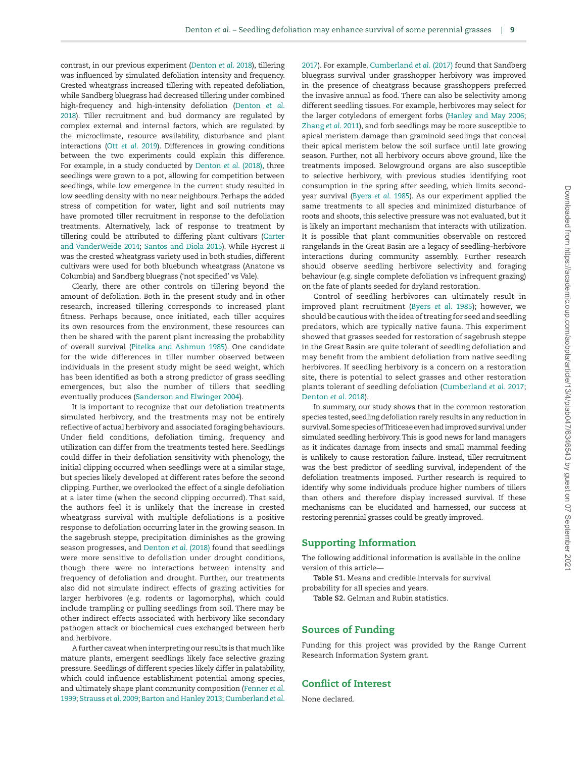contrast, in our previous experiment (Denton *et al.* 2018), tillering was influenced by simulated defoliation intensity and frequency. Crested wheatgrass increased tillering with repeated defoliation, while Sandberg bluegrass had decreased tillering under combined high-frequency and high-intensity defoliation (Denton *et al.* 2018). Tiller recruitment and bud dormancy are regulated by complex external and internal factors, which are regulated by the microclimate, resource availability, disturbance and plant interactions (Ott *et al.* 2019). Differences in growing conditions between the two experiments could explain this difference. For example, in a study conducted by Denton *et al.* (2018), three seedlings were grown to a pot, allowing for competition between seedlings, while low emergence in the current study resulted in low seedling density with no near neighbours. Perhaps the added stress of competition for water, light and soil nutrients may have promoted tiller recruitment in response to the defoliation treatments. Alternatively, lack of response to treatment by tillering could be attributed to differing plant cultivars (Carter and VanderWeide 2014; Santos and Diola 2015). While Hycrest II was the crested wheatgrass variety used in both studies, different cultivars were used for both bluebunch wheatgrass (Anatone vs Columbia) and Sandberg bluegrass ('not specified' vs Vale).

Clearly, there are other controls on tillering beyond the amount of defoliation. Both in the present study and in other research, increased tillering corresponds to increased plant fitness. Perhaps because, once initiated, each tiller acquires its own resources from the environment, these resources can then be shared with the parent plant increasing the probability of overall survival (Pitelka and Ashmun 1985). One candidate for the wide differences in tiller number observed between individuals in the present study might be seed weight, which has been identified as both a strong predictor of grass seedling emergences, but also the number of tillers that seedling eventually produces (Sanderson and Elwinger 2004).

It is important to recognize that our defoliation treatments simulated herbivory, and the treatments may not be entirely reflective of actual herbivory and associated foraging behaviours. Under field conditions, defoliation timing, frequency and utilization can differ from the treatments tested here. Seedlings could differ in their defoliation sensitivity with phenology, the initial clipping occurred when seedlings were at a similar stage, but species likely developed at different rates before the second clipping. Further, we overlooked the effect of a single defoliation at a later time (when the second clipping occurred). That said, the authors feel it is unlikely that the increase in crested wheatgrass survival with multiple defoliations is a positive response to defoliation occurring later in the growing season. In the sagebrush steppe, precipitation diminishes as the growing season progresses, and Denton *et al.* (2018) found that seedlings were more sensitive to defoliation under drought conditions, though there were no interactions between intensity and frequency of defoliation and drought. Further, our treatments also did not simulate indirect effects of grazing activities for larger herbivores (e.g. rodents or lagomorphs), which could include trampling or pulling seedlings from soil. There may be other indirect effects associated with herbivory like secondary pathogen attack or biochemical cues exchanged between herb and herbivore.

A further caveat when interpreting our results is that much like mature plants, emergent seedlings likely face selective grazing pressure. Seedlings of different species likely differ in palatability, which could influence establishment potential among species, and ultimately shape plant community composition (Fenner *et al.* 1999; Strauss *et al.* 2009; Barton and Hanley 2013; Cumberland *et al.* 2017). For example, Cumberland *et al.* (2017) found that Sandberg bluegrass survival under grasshopper herbivory was improved in the presence of cheatgrass because grasshoppers preferred the invasive annual as food. There can also be selectivity among different seedling tissues. For example, herbivores may select for the larger cotyledons of emergent forbs (Hanley and May 2006; Zhang *et al.* 2011), and forb seedlings may be more susceptible to apical meristem damage than graminoid seedlings that conceal their apical meristem below the soil surface until late growing season. Further, not all herbivory occurs above ground, like the treatments imposed. Belowground organs are also susceptible to selective herbivory, with previous studies identifying root consumption in the spring after seeding, which limits second-year survival (Byers *et al.* 1985). As our experiment applied the same treatments to all species and minimized disturbance of roots and shoots, this selective pressure was not evaluated, but it is likely an important mechanism that interacts with utilization. It is possible that plant communities observable on restored rangelands in the Great Basin are a legacy of seedling–herbivore interactions during community assembly. Further research should observe seedling herbivore selectivity and foraging behaviour (e.g. single complete defoliation vs infrequent grazing) on the fate of plants seeded for dryland restoration.

Control of seedling herbivores can ultimately result in improved plant recruitment (Byers *et al.* 1985); however, we should be cautious with the idea of treating for seed and seedling predators, which are typically native fauna. This experiment showed that grasses seeded for restoration of sagebrush steppe in the Great Basin are quite tolerant of seedling defoliation and may benefit from the ambient defoliation from native seedling herbivores. If seedling herbivory is a concern on a restoration site, there is potential to select grasses and other restoration plants tolerant of seedling defoliation (Cumberland *et al.* 2017; Denton *et al.* 2018).

In summary, our study shows that in the common restoration species tested, seedling defoliation rarely results in any reduction in survival. Some species of Triticeae even had improved survival under simulated seedling herbivory. This is good news for land managers as it indicates damage from insects and small mammal feeding is unlikely to cause restoration failure. Instead, tiller recruitment was the best predictor of seedling survival, independent of the defoliation treatments imposed. Further research is required to identify why some individuals produce higher numbers of tillers than others and therefore display increased survival. If these mechanisms can be elucidated and harnessed, our success at restoring perennial grasses could be greatly improved.

## Supporting Information

The following additional information is available in the online version of this article—

**Table S1.** Means and credible intervals for survival probability for all species and years.

**Table S2.** Gelman and Rubin statistics.

## Sources of Funding

Funding for this project was provided by the Range Current Research Information System grant.

## Conflict of Interest

None declared.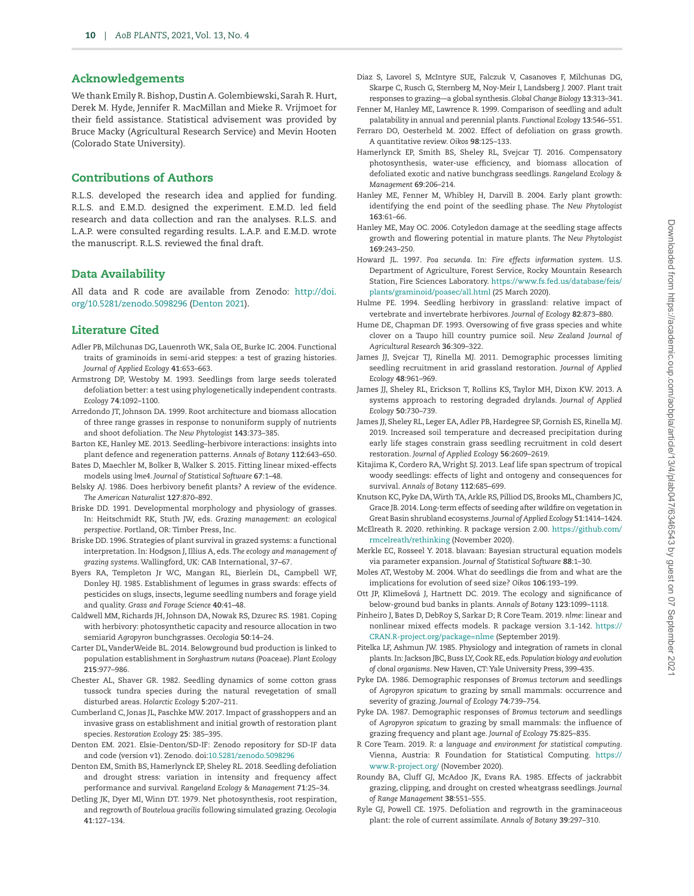## Acknowledgements

We thank Emily R. Bishop, Dustin A. Golembiewski, Sarah R. Hurt, Derek M. Hyde, Jennifer R. MacMillan and Mieke R. Vrijmoet for their field assistance. Statistical advisement was provided by Bruce Macky (Agricultural Research Service) and Mevin Hooten (Colorado State University).

## Contributions of Authors

R.L.S. developed the research idea and applied for funding. R.L.S. and E.M.D. designed the experiment. E.M.D. led field research and data collection and ran the analyses. R.L.S. and L.A.P. were consulted regarding results. L.A.P. and E.M.D. wrote the manuscript. R.L.S. reviewed the final draft.

## Data Availability

All data and R code are available from Zenodo: http://doi.org/10.5281/zenodo.5098296 (Denton 2021).

## Literature Cited

Adler PB, Milchunas DG, Lauenroth WK, Sala OE, Burke IC. 2004. Functional traits of graminoids in semi-arid steppes: a test of grazing histories. *Journal of Applied Ecology* **41**:653–663.

Armstrong DP, Westoby M. 1993. Seedlings from large seeds tolerated defoliation better: a test using phylogenetically independent contrasts. *Ecology* **74**:1092–1100.

Arredondo JT, Johnson DA. 1999. Root architecture and biomass allocation of three range grasses in response to nonuniform supply of nutrients and shoot defoliation. *The New Phytologist* **143**:373–385.

Barton KE, Hanley ME. 2013. Seedling–herbivore interactions: insights into plant defence and regeneration patterns. *Annals of Botany* **112**:643–650.

Bates D, Maechler M, Bolker B, Walker S. 2015. Fitting linear mixed-effects models using *lme4*. *Journal of Statistical Software* **67**:1–48.

Belsky AJ. 1986. Does herbivory benefit plants? A review of the evidence. *The American Naturalist* **127**:870–892.

Briske DD. 1991. Developmental morphology and physiology of grasses. In: Heitschmidt RK, Stuth JW, eds. *Grazing management: an ecological perspective*. Portland, OR: Timber Press, Inc.

Briske DD. 1996. Strategies of plant survival in grazed systems: a functional interpretation. In: Hodgson J, Illius A, eds. *The ecology and management of grazing systems*. Wallingford, UK: CAB International, 37–67.

Byers RA, Templeton Jr WC, Mangan RL, Bierlein DL, Campbell WF, Donley HJ. 1985. Establishment of legumes in grass swards: effects of pesticides on slugs, insects, legume seedling numbers and forage yield and quality. *Grass and Forage Science* **40**:41–48.

Caldwell MM, Richards JH, Johnson DA, Nowak RS, Dzurec RS. 1981. Coping with herbivory: photosynthetic capacity and resource allocation in two semiarid *Agropyron* bunchgrasses. *Oecologia* **50**:14–24.

Carter DL, VanderWeide BL. 2014. Belowground bud production is linked to population establishment in *Sorghastrum nutans* (Poaceae). *Plant Ecology* **215**:977–986.

Chester AL, Shaver GR. 1982. Seedling dynamics of some cotton grass tussock tundra species during the natural revegetation of small disturbed areas. *Holarctic Ecology* **5**:207–211.

Cumberland C, Jonas JL, Paschke MW. 2017. Impact of grasshoppers and an invasive grass on establishment and initial growth of restoration plant species. *Restoration Ecology* **25**: 385–395.

Denton EM. 2021. Elsie-Denton/SD-IF: Zenodo repository for SD-IF data and code (version v1). Zenodo. doi:10.5281/zenodo.5098296

Denton EM, Smith BS, Hamerlynck EP, Sheley RL. 2018. Seedling defoliation and drought stress: variation in intensity and frequency affect performance and survival. *Rangeland Ecology & Management* **71**:25–34.

Detling JK, Dyer MI, Winn DT. 1979. Net photosynthesis, root respiration, and regrowth of *Bouteloua gracilis* following simulated grazing. *Oecologia* **41**:127–134.

Diaz S, Lavorel S, McIntyre SUE, Falczuk V, Casanoves F, Milchunas DG, Skarpe C, Rusch G, Sternberg M, Noy-Meir I, Landsberg J. 2007. Plant trait responses to grazing—a global synthesis. *Global Change Biology* **13**:313–341.

Fenner M, Hanley ME, Lawrence R. 1999. Comparison of seedling and adult palatability in annual and perennial plants. *Functional Ecology* **13**:546–551.

Ferraro DO, Oesterheld M. 2002. Effect of defoliation on grass growth. A quantitative review. *Oikos* **98**:125–133.

Hamerlynck EP, Smith BS, Sheley RL, Svejcar TJ. 2016. Compensatory photosynthesis, water-use efficiency, and biomass allocation of defoliated exotic and native bunchgrass seedlings. *Rangeland Ecology & Management* **69**:206–214.

Hanley ME, Fenner M, Whibley H, Darvill B. 2004. Early plant growth: identifying the end point of the seedling phase. *The New Phytologist* **163**:61–66.

Hanley ME, May OC. 2006. Cotyledon damage at the seedling stage affects growth and flowering potential in mature plants. *The New Phytologist* **169**:243–250.

Howard JL. 1997. *Poa secunda*. In: *Fire effects information system*. U.S. Department of Agriculture, Forest Service, Rocky Mountain Research Station, Fire Sciences Laboratory. https://www.fs.fed.us/database/feis/plants/graminoid/poasec/all.html (25 March 2020).

Hulme PE. 1994. Seedling herbivory in grassland: relative impact of vertebrate and invertebrate herbivores. *Journal of Ecology* **82**:873–880.

Hume DE, Chapman DF. 1993. Oversowing of five grass species and white clover on a Taupo hill country pumice soil. *New Zealand Journal of Agricultural Research* **36**:309–322.

James JJ, Svejcar TJ, Rinella MJ. 2011. Demographic processes limiting seedling recruitment in arid grassland restoration. *Journal of Applied Ecology* **48**:961–969.

James JJ, Sheley RL, Erickson T, Rollins KS, Taylor MH, Dixon KW. 2013. A systems approach to restoring degraded drylands. *Journal of Applied Ecology* **50**:730–739.

James JJ, Sheley RL, Leger EA, Adler PB, Hardegree SP, Gornish ES, Rinella MJ. 2019. Increased soil temperature and decreased precipitation during early life stages constrain grass seedling recruitment in cold desert restoration. *Journal of Applied Ecology* **56**:2609–2619.

Kitajima K, Cordero RA, Wright SJ. 2013. Leaf life span spectrum of tropical woody seedlings: effects of light and ontogeny and consequences for survival. *Annals of Botany* **112**:685–699.

Knutson KC, Pyke DA, Wirth TA, Arkle RS, Pilliod DS, Brooks ML, Chambers JC, Grace JB. 2014. Long-term effects of seeding after wildfire on vegetation in Great Basin shrubland ecosystems. *Journal of Applied Ecology* **51**:1414–1424.

McElreath R. 2020. *rethinking*. R package version 2.00. https://github.com/rmcelreath/rethinking (November 2020).

Merkle EC, Rosseel Y. 2018. blavaan: Bayesian structural equation models via parameter expansion. *Journal of Statistical Software* **88**:1–30.

Moles AT, Westoby M. 2004. What do seedlings die from and what are the implications for evolution of seed size? *Oikos* **106**:193–199.

Ott JP, Klimešová J, Hartnett DC. 2019. The ecology and significance of below-ground bud banks in plants. *Annals of Botany* **123**:1099–1118.

Pinheiro J, Bates D, DebRoy S, Sarkar D; R Core Team. 2019. *nlme*: linear and nonlinear mixed effects models. R package version 3.1-142. https://CRAN.R-project.org/package=nlme (September 2019).

Pitelka LF, Ashmun JW. 1985. Physiology and integration of ramets in clonal plants. In: Jackson JBC, Buss LY, Cook RE, eds. *Population biology and evolution of clonal organisms*. New Haven, CT: Yale University Press, 399–435.

Pyke DA. 1986. Demographic responses of *Bromus tectorum* and seedlings of *Agropyron spicatum* to grazing by small mammals: occurrence and severity of grazing. *Journal of Ecology* **74**:739–754.

Pyke DA. 1987. Demographic responses of *Bromus tectorum* and seedlings of *Agropyron spicatum* to grazing by small mammals: the influence of grazing frequency and plant age. *Journal of Ecology* **75**:825–835.

R Core Team. 2019. *R: a language and environment for statistical computing*. Vienna, Austria: R Foundation for Statistical Computing. https://www.R-project.org/ (November 2020).

Roundy BA, Cluff GJ, McAdoo JK, Evans RA. 1985. Effects of jackrabbit grazing, clipping, and drought on crested wheatgrass seedlings. *Journal of Range Management* **38**:551–555.

Ryle GJ, Powell CE. 1975. Defoliation and regrowth in the graminaceous plant: the role of current assimilate. *Annals of Botany* **39**:297–310.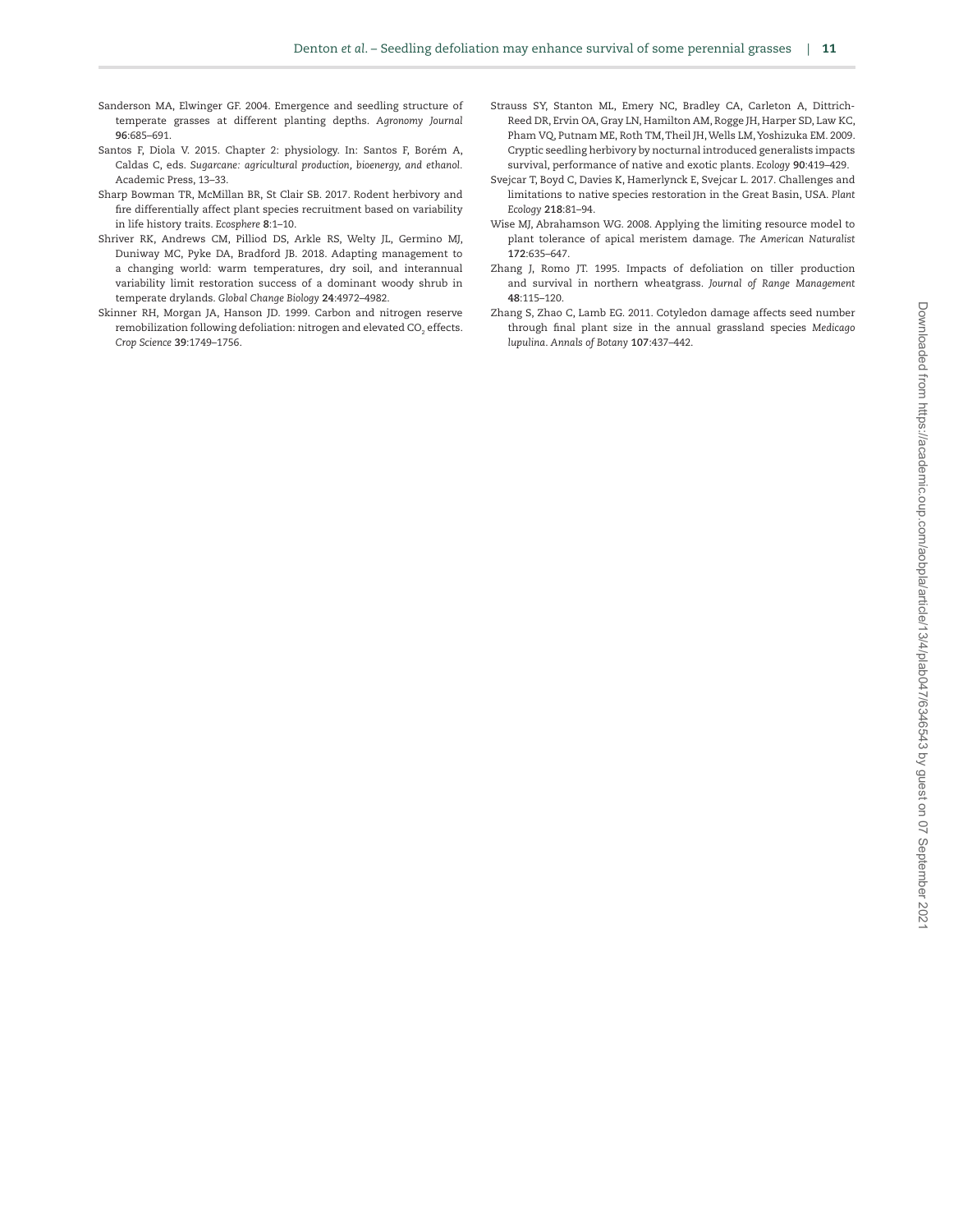Sanderson MA, Elwinger GF. 2004. Emergence and seedling structure of temperate grasses at different planting depths. *Agronomy Journal* **96**:685–691.

Santos F, Diola V. 2015. Chapter 2: physiology. In: Santos F, Borém A, Caldas C, eds. *Sugarcane: agricultural production, bioenergy, and ethanol*. Academic Press, 13–33.

Sharp Bowman TR, McMillan BR, St Clair SB. 2017. Rodent herbivory and fire differentially affect plant species recruitment based on variability in life history traits. *Ecosphere* **8**:1–10.

Shriver RK, Andrews CM, Pilliod DS, Arkle RS, Welty JL, Germino MJ, Duniway MC, Pyke DA, Bradford JB. 2018. Adapting management to a changing world: warm temperatures, dry soil, and interannual variability limit restoration success of a dominant woody shrub in temperate drylands. *Global Change Biology* **24**:4972–4982.

Skinner RH, Morgan JA, Hanson JD. 1999. Carbon and nitrogen reserve remobilization following defoliation: nitrogen and elevated $CO_2$ effects. *Crop Science* **39**:1749–1756.

Strauss SY, Stanton ML, Emery NC, Bradley CA, Carleton A, Dittrich-Reed DR, Ervin OA, Gray LN, Hamilton AM, Rogge JH, Harper SD, Law KC, Pham VQ, Putnam ME, Roth TM, Theil JH, Wells LM, Yoshizuka EM. 2009. Cryptic seedling herbivory by nocturnal introduced generalists impacts survival, performance of native and exotic plants. *Ecology* **90**:419–429.

Svejcar T, Boyd C, Davies K, Hamerlynck E, Svejcar L. 2017. Challenges and limitations to native species restoration in the Great Basin, USA. *Plant Ecology* **218**:81–94.

Wise MJ, Abrahamson WG. 2008. Applying the limiting resource model to plant tolerance of apical meristem damage. *The American Naturalist* **172**:635–647.

Zhang J, Romo JT. 1995. Impacts of defoliation on tiller production and survival in northern wheatgrass. *Journal of Range Management* **48**:115–120.

Zhang S, Zhao C, Lamb EG. 2011. Cotyledon damage affects seed number through final plant size in the annual grassland species *Medicago lupulina*. *Annals of Botany* **107**:437–442.